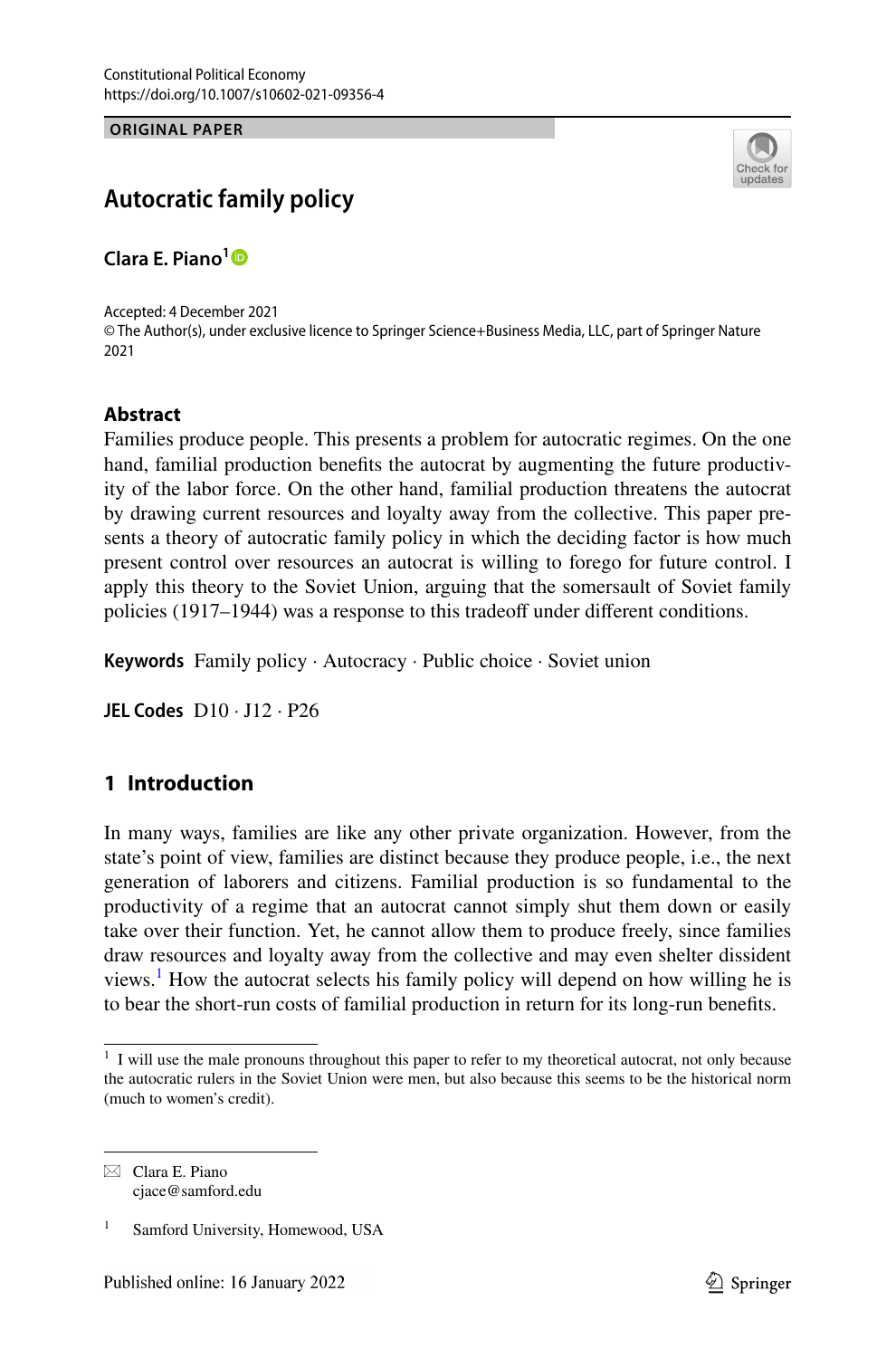Constitutional Political Economy
https://doi.org/10.1007/s10602-021-09356-4

**ORIGINAL PAPER**

# Autocratic family policy

**Clara E. Piano**[1]

Accepted: 4 December 2021
© The Author(s), under exclusive licence to Springer Science+Business Media, LLC, part of Springer Nature 2021

## Abstract

Families produce people. This presents a problem for autocratic regimes. On the one hand, familial production benefits the autocrat by augmenting the future productivity of the labor force. On the other hand, familial production threatens the autocrat by drawing current resources and loyalty away from the collective. This paper presents a theory of autocratic family policy in which the deciding factor is how much present control over resources an autocrat is willing to forego for future control. I apply this theory to the Soviet Union, arguing that the somersault of Soviet family policies (1917–1944) was a response to this tradeoff under different conditions.

**Keywords** Family policy · Autocracy · Public choice · Soviet union

**JEL Codes** D10 · J12 · P26

## 1 Introduction

In many ways, families are like any other private organization. However, from the state's point of view, families are distinct because they produce people, i.e., the next generation of laborers and citizens. Familial production is so fundamental to the productivity of a regime that an autocrat cannot simply shut them down or easily take over their function. Yet, he cannot allow them to produce freely, since families draw resources and loyalty away from the collective and may even shelter dissident views.[1] How the autocrat selects his family policy will depend on how willing he is to bear the short-run costs of familial production in return for its long-run benefits.

[1] I will use the male pronouns throughout this paper to refer to my theoretical autocrat, not only because the autocratic rulers in the Soviet Union were men, but also because this seems to be the historical norm (much to women's credit).

Clara E. Piano
cjace@samford.edu

[1] Samford University, Homewood, USA

Published online: 16 January 2022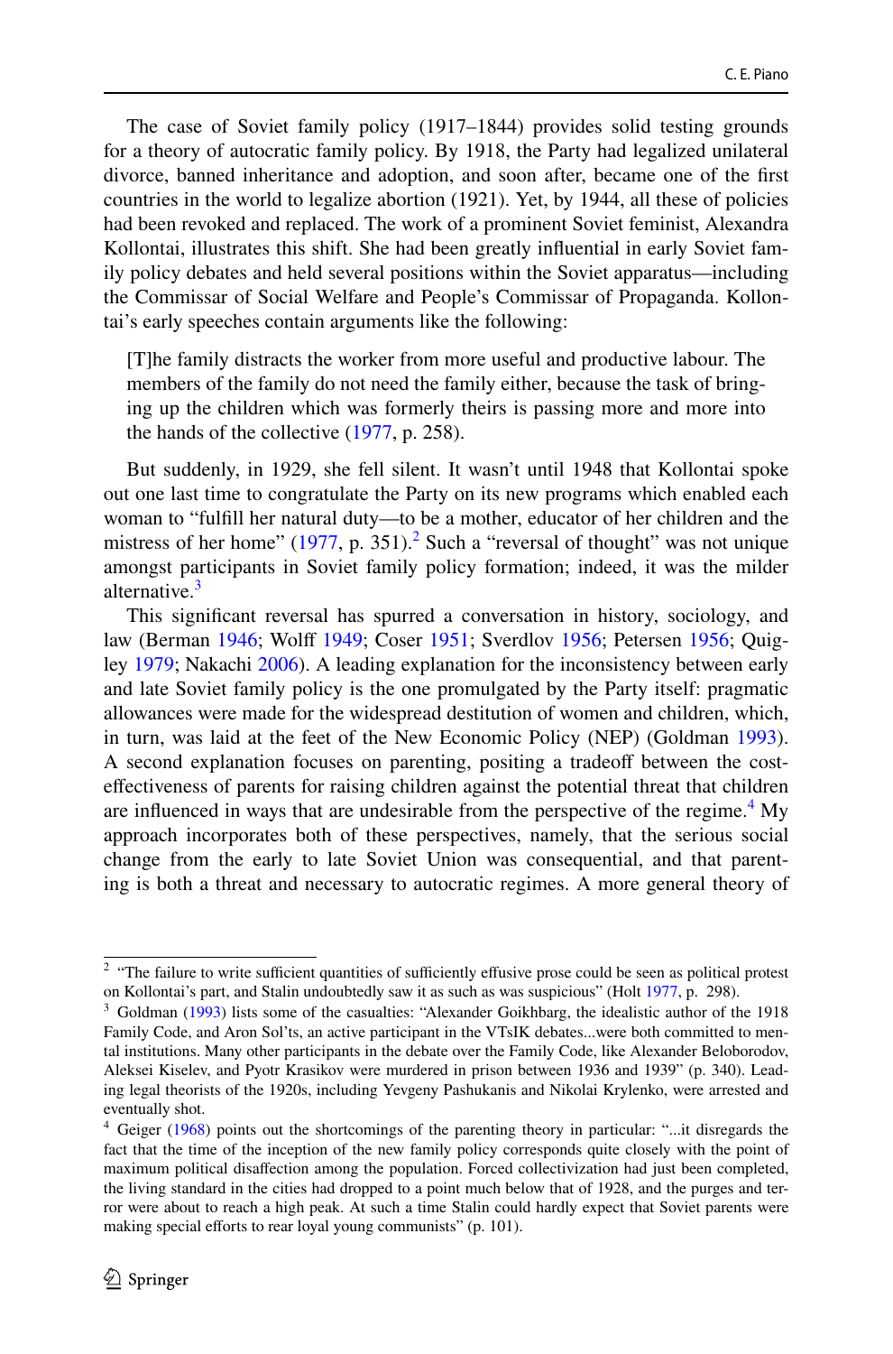The case of Soviet family policy (1917–1844) provides solid testing grounds for a theory of autocratic family policy. By 1918, the Party had legalized unilateral divorce, banned inheritance and adoption, and soon after, became one of the first countries in the world to legalize abortion (1921). Yet, by 1944, all these of policies had been revoked and replaced. The work of a prominent Soviet feminist, Alexandra Kollontai, illustrates this shift. She had been greatly influential in early Soviet family policy debates and held several positions within the Soviet apparatus—including the Commissar of Social Welfare and People's Commissar of Propaganda. Kollontai's early speeches contain arguments like the following:

> [T]he family distracts the worker from more useful and productive labour. The members of the family do not need the family either, because the task of bringing up the children which was formerly theirs is passing more and more into the hands of the collective (1977, p. 258).

But suddenly, in 1929, she fell silent. It wasn't until 1948 that Kollontai spoke out one last time to congratulate the Party on its new programs which enabled each woman to "fulfill her natural duty—to be a mother, educator of her children and the mistress of her home" (1977, p. 351).[2] Such a "reversal of thought" was not unique amongst participants in Soviet family policy formation; indeed, it was the milder alternative.[3]

This significant reversal has spurred a conversation in history, sociology, and law (Berman 1946; Wolff 1949; Coser 1951; Sverdlov 1956; Petersen 1956; Quigley 1979; Nakachi 2006). A leading explanation for the inconsistency between early and late Soviet family policy is the one promulgated by the Party itself: pragmatic allowances were made for the widespread destitution of women and children, which, in turn, was laid at the feet of the New Economic Policy (NEP) (Goldman 1993). A second explanation focuses on parenting, positing a tradeoff between the cost-effectiveness of parents for raising children against the potential threat that children are influenced in ways that are undesirable from the perspective of the regime.[4] My approach incorporates both of these perspectives, namely, that the serious social change from the early to late Soviet Union was consequential, and that parenting is both a threat and necessary to autocratic regimes. A more general theory of

---

[2] "The failure to write sufficient quantities of sufficiently effusive prose could be seen as political protest on Kollontai's part, and Stalin undoubtedly saw it as such as was suspicious" (Holt 1977, p. 298).

[3] Goldman (1993) lists some of the casualties: "Alexander Goikhbarg, the idealistic author of the 1918 Family Code, and Aron Sol'ts, an active participant in the VTsIK debates...were both committed to mental institutions. Many other participants in the debate over the Family Code, like Alexander Beloborodov, Aleksei Kiselev, and Pyotr Krasikov were murdered in prison between 1936 and 1939" (p. 340). Leading legal theorists of the 1920s, including Yevgeny Pashukanis and Nikolai Krylenko, were arrested and eventually shot.

[4] Geiger (1968) points out the shortcomings of the parenting theory in particular: "...it disregards the fact that the time of the inception of the new family policy corresponds quite closely with the point of maximum political disaffection among the population. Forced collectivization had just been completed, the living standard in the cities had dropped to a point much below that of 1928, and the purges and terror were about to reach a high peak. At such a time Stalin could hardly expect that Soviet parents were making special efforts to rear loyal young communists" (p. 101).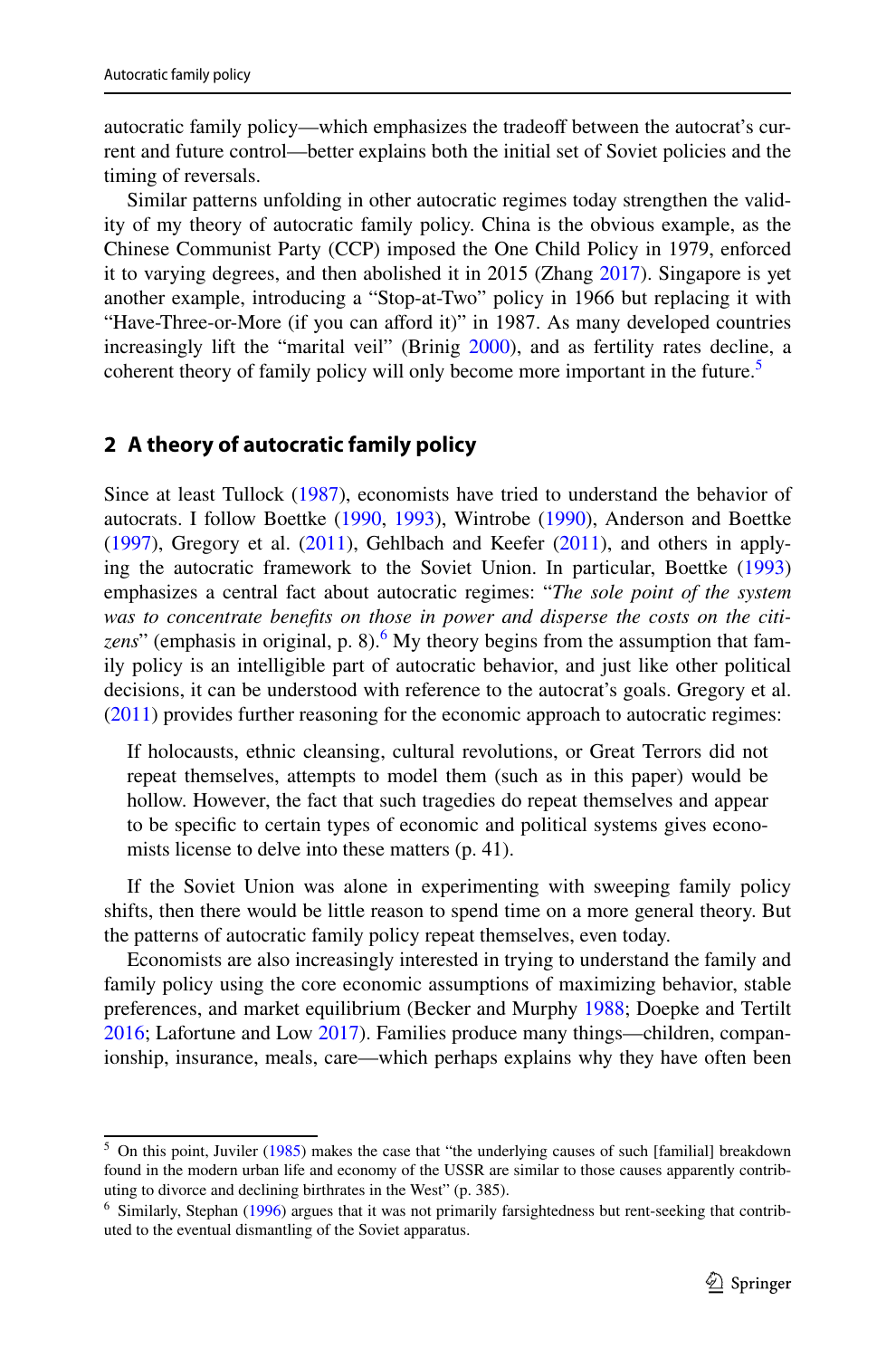autocratic family policy—which emphasizes the tradeoff between the autocrat's current and future control—better explains both the initial set of Soviet policies and the timing of reversals.

Similar patterns unfolding in other autocratic regimes today strengthen the validity of my theory of autocratic family policy. China is the obvious example, as the Chinese Communist Party (CCP) imposed the One Child Policy in 1979, enforced it to varying degrees, and then abolished it in 2015 (Zhang 2017). Singapore is yet another example, introducing a "Stop-at-Two" policy in 1966 but replacing it with "Have-Three-or-More (if you can afford it)" in 1987. As many developed countries increasingly lift the "marital veil" (Brinig 2000), and as fertility rates decline, a coherent theory of family policy will only become more important in the future.[5]

## 2 A theory of autocratic family policy

Since at least Tullock (1987), economists have tried to understand the behavior of autocrats. I follow Boettke (1990, 1993), Wintrobe (1990), Anderson and Boettke (1997), Gregory et al. (2011), Gehlbach and Keefer (2011), and others in applying the autocratic framework to the Soviet Union. In particular, Boettke (1993) emphasizes a central fact about autocratic regimes: "*The sole point of the system was to concentrate benefits on those in power and disperse the costs on the citizens*" (emphasis in original, p. 8).[6] My theory begins from the assumption that family policy is an intelligible part of autocratic behavior, and just like other political decisions, it can be understood with reference to the autocrat's goals. Gregory et al. (2011) provides further reasoning for the economic approach to autocratic regimes:

> If holocausts, ethnic cleansing, cultural revolutions, or Great Terrors did not repeat themselves, attempts to model them (such as in this paper) would be hollow. However, the fact that such tragedies do repeat themselves and appear to be specific to certain types of economic and political systems gives economists license to delve into these matters (p. 41).

If the Soviet Union was alone in experimenting with sweeping family policy shifts, then there would be little reason to spend time on a more general theory. But the patterns of autocratic family policy repeat themselves, even today.

Economists are also increasingly interested in trying to understand the family and family policy using the core economic assumptions of maximizing behavior, stable preferences, and market equilibrium (Becker and Murphy 1988; Doepke and Tertilt 2016; Lafortune and Low 2017). Families produce many things—children, companionship, insurance, meals, care—which perhaps explains why they have often been

---

[5] On this point, Juviler (1985) makes the case that "the underlying causes of such [familial] breakdown found in the modern urban life and economy of the USSR are similar to those causes apparently contributing to divorce and declining birthrates in the West" (p. 385).

[6] Similarly, Stephan (1996) argues that it was not primarily farsightedness but rent-seeking that contributed to the eventual dismantling of the Soviet apparatus.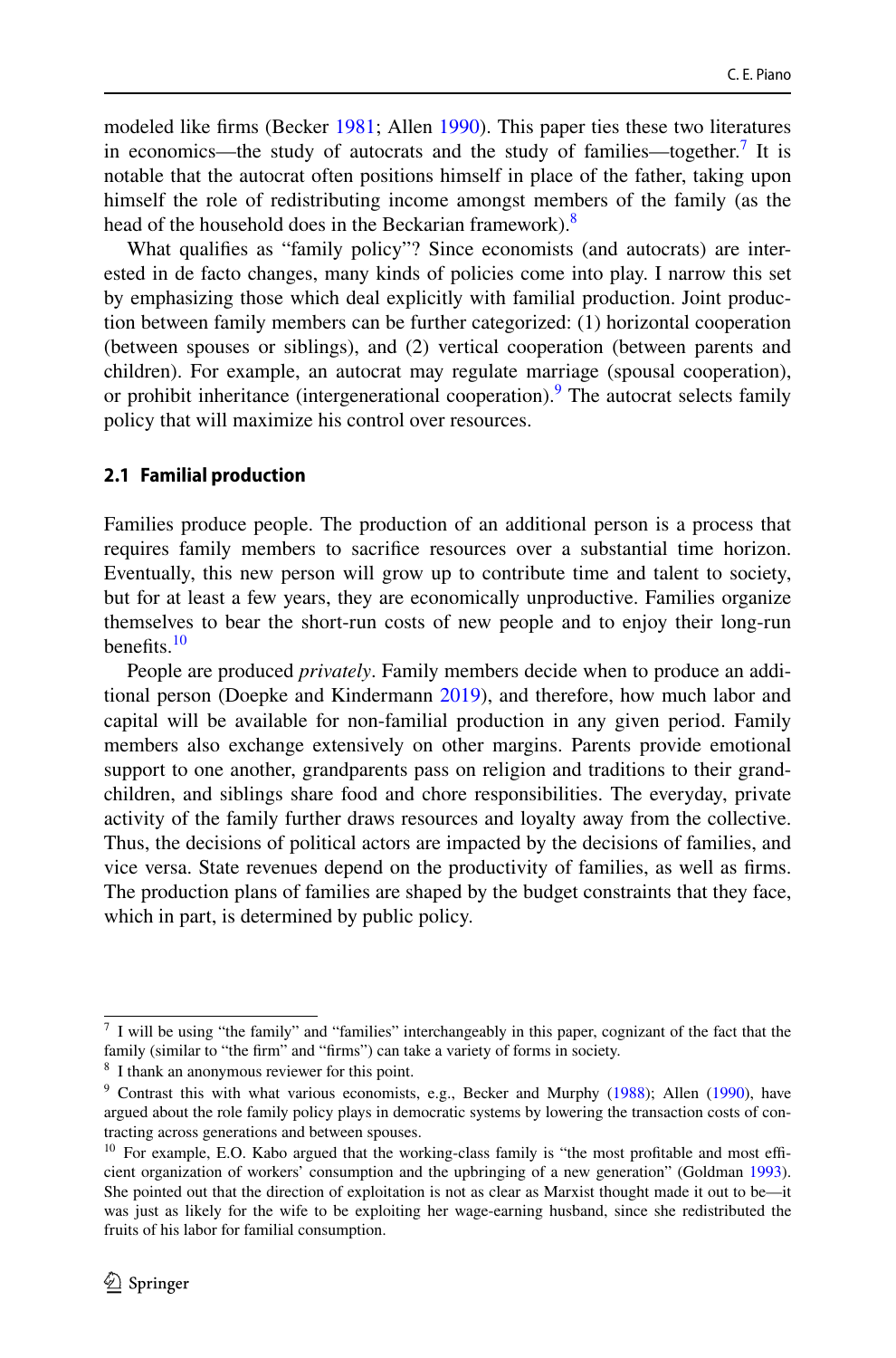modeled like firms (Becker 1981; Allen 1990). This paper ties these two literatures in economics—the study of autocrats and the study of families—together.[7] It is notable that the autocrat often positions himself in place of the father, taking upon himself the role of redistributing income amongst members of the family (as the head of the household does in the Beckarian framework).[8]

What qualifies as "family policy"? Since economists (and autocrats) are interested in de facto changes, many kinds of policies come into play. I narrow this set by emphasizing those which deal explicitly with familial production. Joint production between family members can be further categorized: (1) horizontal cooperation (between spouses or siblings), and (2) vertical cooperation (between parents and children). For example, an autocrat may regulate marriage (spousal cooperation), or prohibit inheritance (intergenerational cooperation).[9] The autocrat selects family policy that will maximize his control over resources.

### 2.1 Familial production

Families produce people. The production of an additional person is a process that requires family members to sacrifice resources over a substantial time horizon. Eventually, this new person will grow up to contribute time and talent to society, but for at least a few years, they are economically unproductive. Families organize themselves to bear the short-run costs of new people and to enjoy their long-run benefits.[10]

People are produced *privately*. Family members decide when to produce an additional person (Doepke and Kindermann 2019), and therefore, how much labor and capital will be available for non-familial production in any given period. Family members also exchange extensively on other margins. Parents provide emotional support to one another, grandparents pass on religion and traditions to their grandchildren, and siblings share food and chore responsibilities. The everyday, private activity of the family further draws resources and loyalty away from the collective. Thus, the decisions of political actors are impacted by the decisions of families, and vice versa. State revenues depend on the productivity of families, as well as firms. The production plans of families are shaped by the budget constraints that they face, which in part, is determined by public policy.

---

[7] I will be using "the family" and "families" interchangeably in this paper, cognizant of the fact that the family (similar to "the firm" and "firms") can take a variety of forms in society.

[8] I thank an anonymous reviewer for this point.

[9] Contrast this with what various economists, e.g., Becker and Murphy (1988); Allen (1990), have argued about the role family policy plays in democratic systems by lowering the transaction costs of contracting across generations and between spouses.

[10] For example, E.O. Kabo argued that the working-class family is "the most profitable and most efficient organization of workers' consumption and the upbringing of a new generation" (Goldman 1993). She pointed out that the direction of exploitation is not as clear as Marxist thought made it out to be—it was just as likely for the wife to be exploiting her wage-earning husband, since she redistributed the fruits of his labor for familial consumption.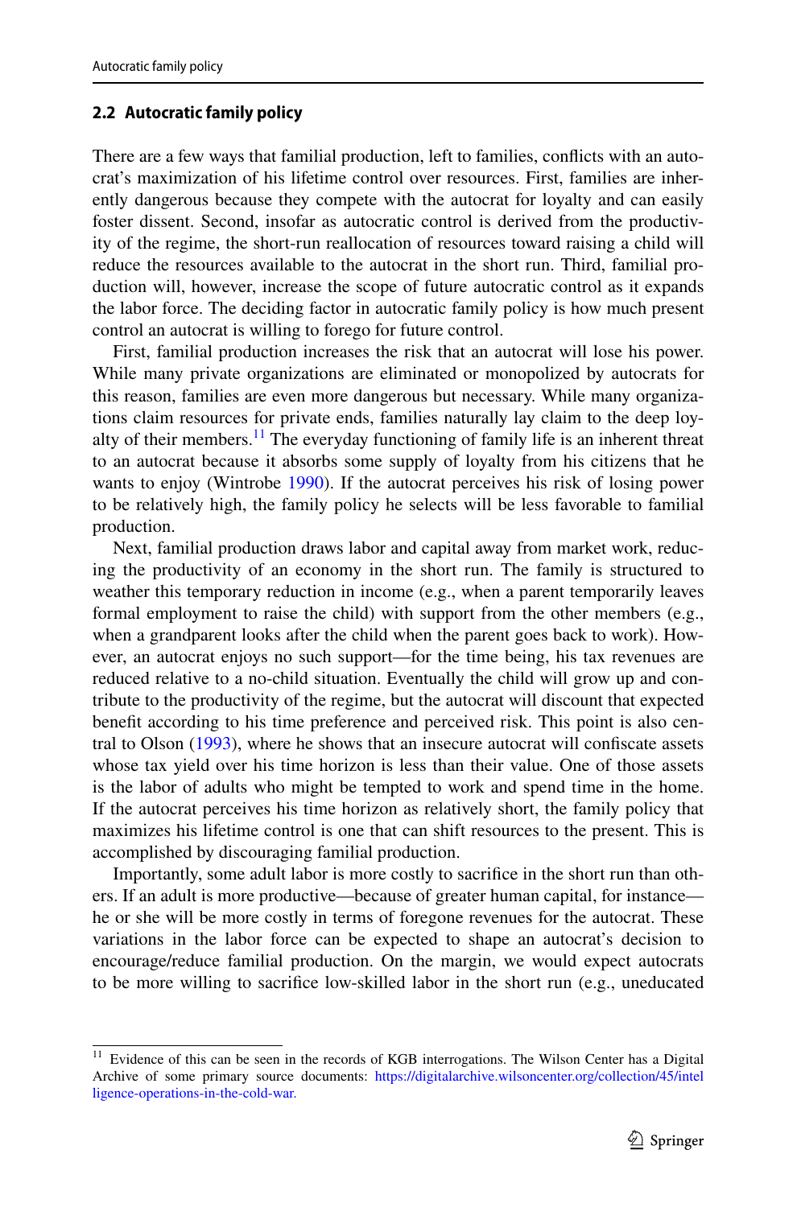## 2.2 Autocratic family policy

There are a few ways that familial production, left to families, conflicts with an autocrat's maximization of his lifetime control over resources. First, families are inherently dangerous because they compete with the autocrat for loyalty and can easily foster dissent. Second, insofar as autocratic control is derived from the productivity of the regime, the short-run reallocation of resources toward raising a child will reduce the resources available to the autocrat in the short run. Third, familial production will, however, increase the scope of future autocratic control as it expands the labor force. The deciding factor in autocratic family policy is how much present control an autocrat is willing to forego for future control.

First, familial production increases the risk that an autocrat will lose his power. While many private organizations are eliminated or monopolized by autocrats for this reason, families are even more dangerous but necessary. While many organizations claim resources for private ends, families naturally lay claim to the deep loyalty of their members.[11] The everyday functioning of family life is an inherent threat to an autocrat because it absorbs some supply of loyalty from his citizens that he wants to enjoy (Wintrobe 1990). If the autocrat perceives his risk of losing power to be relatively high, the family policy he selects will be less favorable to familial production.

Next, familial production draws labor and capital away from market work, reducing the productivity of an economy in the short run. The family is structured to weather this temporary reduction in income (e.g., when a parent temporarily leaves formal employment to raise the child) with support from the other members (e.g., when a grandparent looks after the child when the parent goes back to work). However, an autocrat enjoys no such support—for the time being, his tax revenues are reduced relative to a no-child situation. Eventually the child will grow up and contribute to the productivity of the regime, but the autocrat will discount that expected benefit according to his time preference and perceived risk. This point is also central to Olson (1993), where he shows that an insecure autocrat will confiscate assets whose tax yield over his time horizon is less than their value. One of those assets is the labor of adults who might be tempted to work and spend time in the home. If the autocrat perceives his time horizon as relatively short, the family policy that maximizes his lifetime control is one that can shift resources to the present. This is accomplished by discouraging familial production.

Importantly, some adult labor is more costly to sacrifice in the short run than others. If an adult is more productive—because of greater human capital, for instance—he or she will be more costly in terms of foregone revenues for the autocrat. These variations in the labor force can be expected to shape an autocrat's decision to encourage/reduce familial production. On the margin, we would expect autocrats to be more willing to sacrifice low-skilled labor in the short run (e.g., uneducated

[11] Evidence of this can be seen in the records of KGB interrogations. The Wilson Center has a Digital Archive of some primary source documents: https://digitalarchive.wilsoncenter.org/collection/45/intelligence-operations-in-the-cold-war.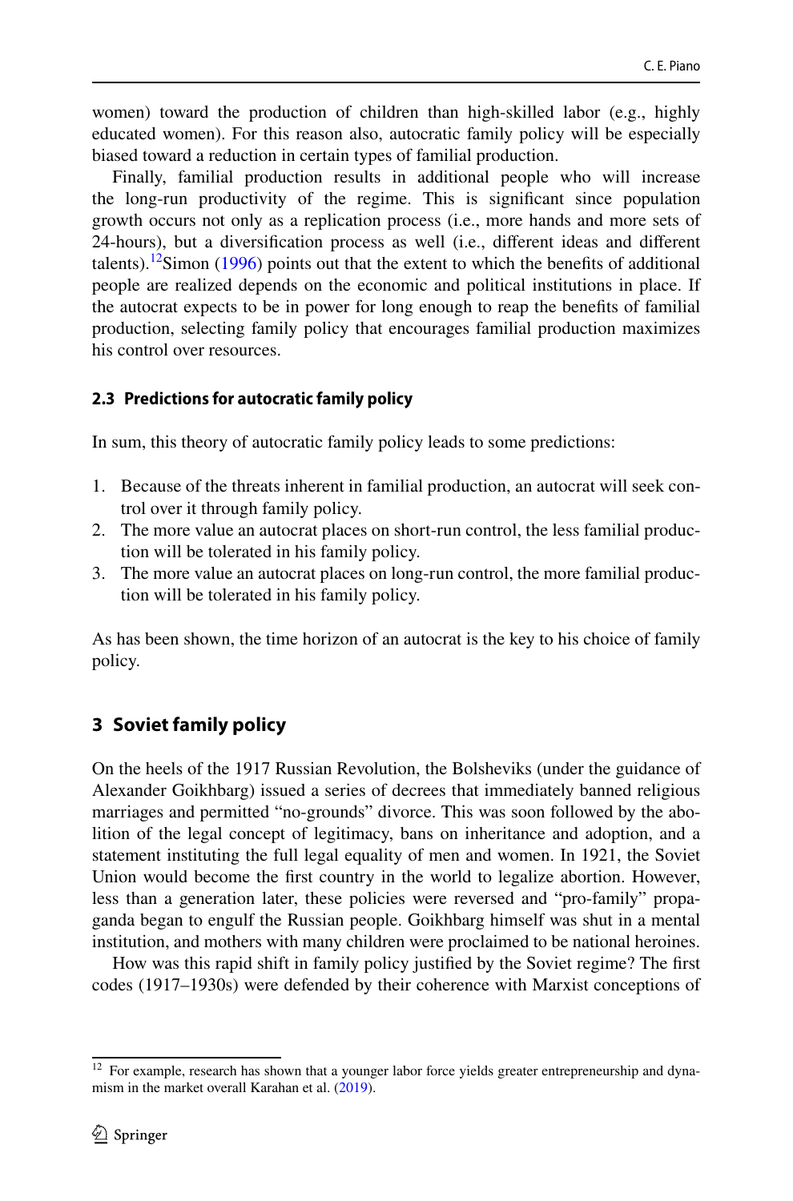women) toward the production of children than high-skilled labor (e.g., highly educated women). For this reason also, autocratic family policy will be especially biased toward a reduction in certain types of familial production.

Finally, familial production results in additional people who will increase the long-run productivity of the regime. This is significant since population growth occurs not only as a replication process (i.e., more hands and more sets of 24-hours), but a diversification process as well (i.e., different ideas and different talents).[12] Simon (1996) points out that the extent to which the benefits of additional people are realized depends on the economic and political institutions in place. If the autocrat expects to be in power for long enough to reap the benefits of familial production, selecting family policy that encourages familial production maximizes his control over resources.

### 2.3 Predictions for autocratic family policy

In sum, this theory of autocratic family policy leads to some predictions:

1. Because of the threats inherent in familial production, an autocrat will seek control over it through family policy.
2. The more value an autocrat places on short-run control, the less familial production will be tolerated in his family policy.
3. The more value an autocrat places on long-run control, the more familial production will be tolerated in his family policy.

As has been shown, the time horizon of an autocrat is the key to his choice of family policy.

## 3 Soviet family policy

On the heels of the 1917 Russian Revolution, the Bolsheviks (under the guidance of Alexander Goikhbarg) issued a series of decrees that immediately banned religious marriages and permitted "no-grounds" divorce. This was soon followed by the abolition of the legal concept of legitimacy, bans on inheritance and adoption, and a statement instituting the full legal equality of men and women. In 1921, the Soviet Union would become the first country in the world to legalize abortion. However, less than a generation later, these policies were reversed and "pro-family" propaganda began to engulf the Russian people. Goikhbarg himself was shut in a mental institution, and mothers with many children were proclaimed to be national heroines.

How was this rapid shift in family policy justified by the Soviet regime? The first codes (1917–1930s) were defended by their coherence with Marxist conceptions of

[12] For example, research has shown that a younger labor force yields greater entrepreneurship and dynamism in the market overall Karahan et al. (2019).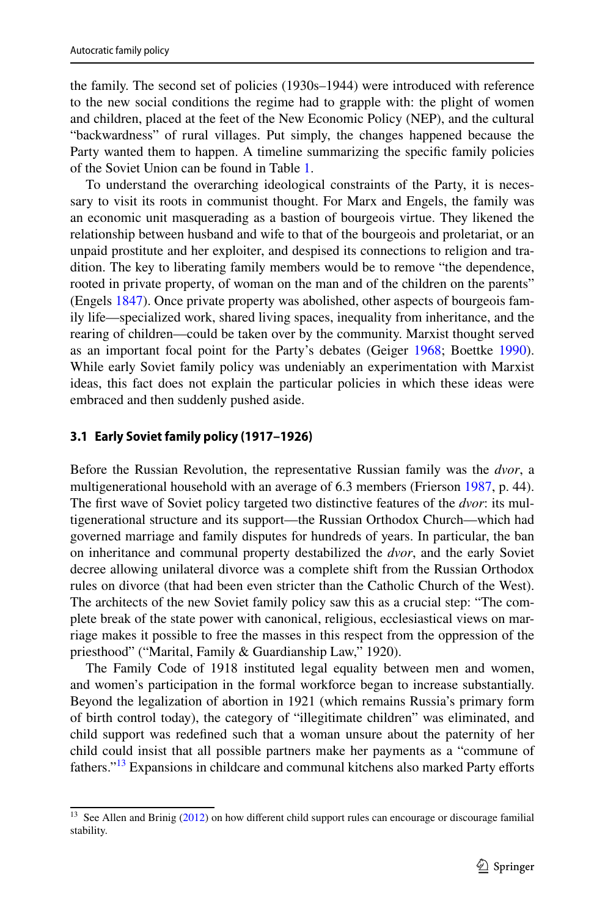the family. The second set of policies (1930s–1944) were introduced with reference to the new social conditions the regime had to grapple with: the plight of women and children, placed at the feet of the New Economic Policy (NEP), and the cultural "backwardness" of rural villages. Put simply, the changes happened because the Party wanted them to happen. A timeline summarizing the specific family policies of the Soviet Union can be found in Table 1.

To understand the overarching ideological constraints of the Party, it is necessary to visit its roots in communist thought. For Marx and Engels, the family was an economic unit masquerading as a bastion of bourgeois virtue. They likened the relationship between husband and wife to that of the bourgeois and proletariat, or an unpaid prostitute and her exploiter, and despised its connections to religion and tradition. The key to liberating family members would be to remove "the dependence, rooted in private property, of woman on the man and of the children on the parents" (Engels 1847). Once private property was abolished, other aspects of bourgeois family life—specialized work, shared living spaces, inequality from inheritance, and the rearing of children—could be taken over by the community. Marxist thought served as an important focal point for the Party's debates (Geiger 1968; Boettke 1990). While early Soviet family policy was undeniably an experimentation with Marxist ideas, this fact does not explain the particular policies in which these ideas were embraced and then suddenly pushed aside.

### 3.1 Early Soviet family policy (1917–1926)

Before the Russian Revolution, the representative Russian family was the *dvor*, a multigenerational household with an average of 6.3 members (Frierson 1987, p. 44). The first wave of Soviet policy targeted two distinctive features of the *dvor*: its multigenerational structure and its support—the Russian Orthodox Church—which had governed marriage and family disputes for hundreds of years. In particular, the ban on inheritance and communal property destabilized the *dvor*, and the early Soviet decree allowing unilateral divorce was a complete shift from the Russian Orthodox rules on divorce (that had been even stricter than the Catholic Church of the West). The architects of the new Soviet family policy saw this as a crucial step: "The complete break of the state power with canonical, religious, ecclesiastical views on marriage makes it possible to free the masses in this respect from the oppression of the priesthood" ("Marital, Family & Guardianship Law," 1920).

The Family Code of 1918 instituted legal equality between men and women, and women's participation in the formal workforce began to increase substantially. Beyond the legalization of abortion in 1921 (which remains Russia's primary form of birth control today), the category of "illegitimate children" was eliminated, and child support was redefined such that a woman unsure about the paternity of her child could insist that all possible partners make her payments as a "commune of fathers."[13] Expansions in childcare and communal kitchens also marked Party efforts

[13] See Allen and Brinig (2012) on how different child support rules can encourage or discourage familial stability.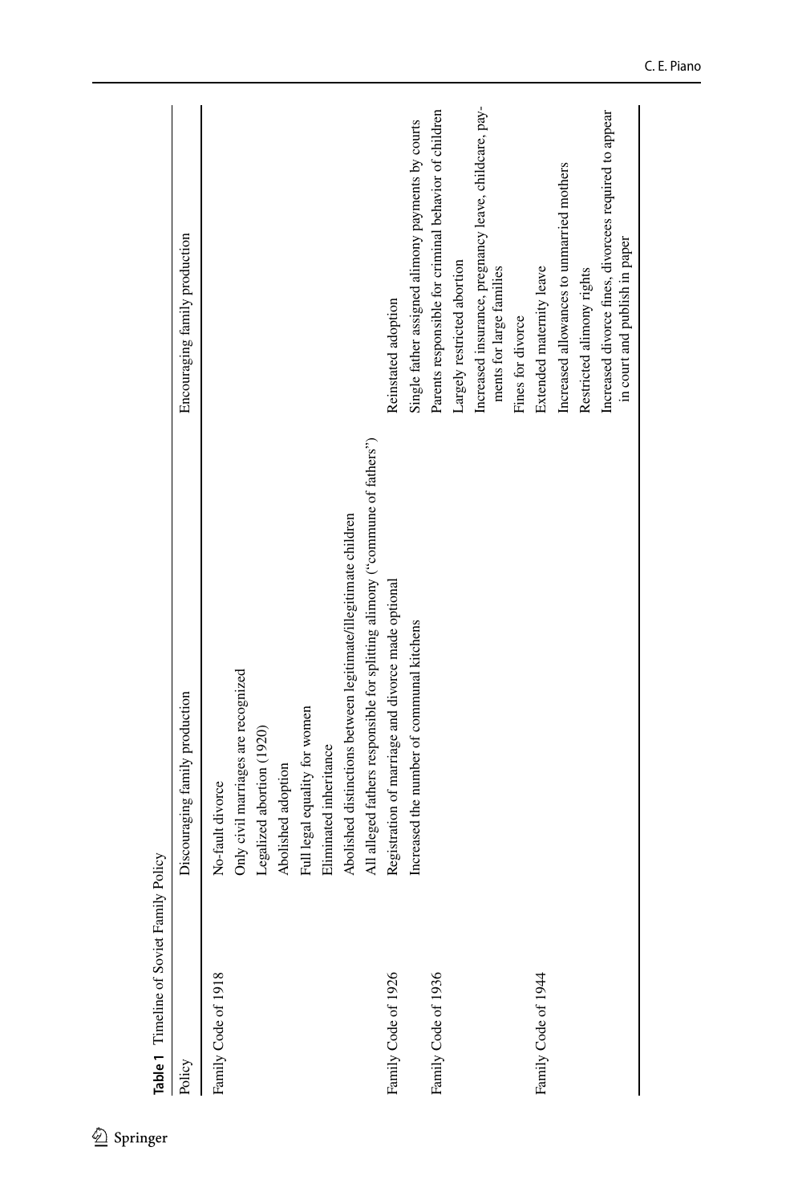**Table 1** Timeline of Soviet Family Policy

| Policy | Discouraging family production | Encouraging family production |
|---|---|---|
| Family Code of 1918 | No-fault divorce | |
| | Only civil marriages are recognized | |
| | Legalized abortion (1920) | |
| | Abolished adoption | |
| | Full legal equality for women | |
| | Eliminated inheritance | |
| | Abolished distinctions between legitimate/illegitimate children | |
| | All alleged fathers responsible for splitting alimony ("commune of fathers") | |
| Family Code of 1926 | Registration of marriage and divorce made optional | Reinstated adoption |
| | Increased the number of communal kitchens | Single father assigned alimony payments by courts |
| Family Code of 1936 | | Parents responsible for criminal behavior of children |
| | | Largely restricted abortion |
| | | Increased insurance, pregnancy leave, childcare, payments for large families |
| | | Fines for divorce |
| Family Code of 1944 | | Extended maternity leave |
| | | Increased allowances to unmarried mothers |
| | | Restricted alimony rights |
| | | Increased divorce fines, divorcees required to appear in court and publish in paper |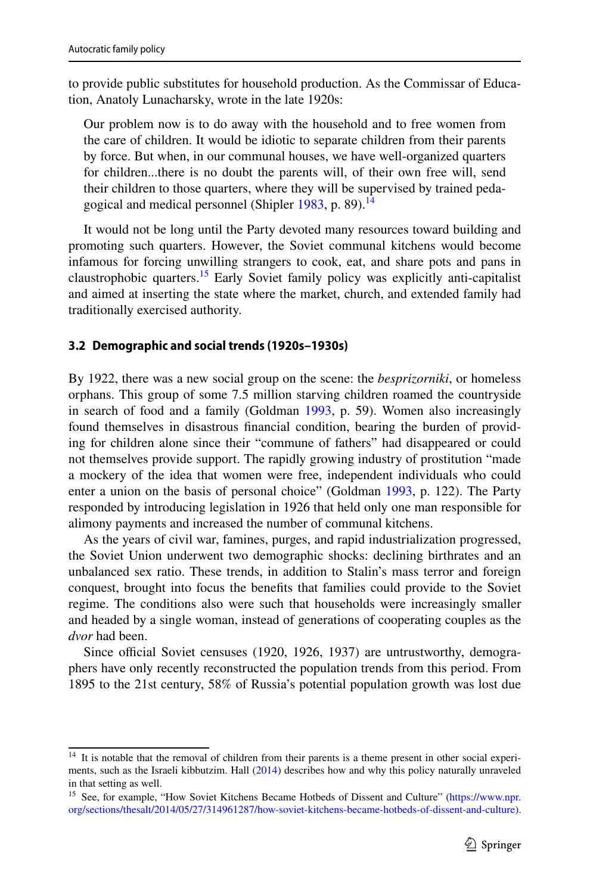to provide public substitutes for household production. As the Commissar of Education, Anatoly Lunacharsky, wrote in the late 1920s:

> Our problem now is to do away with the household and to free women from the care of children. It would be idiotic to separate children from their parents by force. But when, in our communal houses, we have well-organized quarters for children...there is no doubt the parents will, of their own free will, send their children to those quarters, where they will be supervised by trained pedagogical and medical personnel (Shipler 1983, p. 89).[14]

It would not be long until the Party devoted many resources toward building and promoting such quarters. However, the Soviet communal kitchens would become infamous for forcing unwilling strangers to cook, eat, and share pots and pans in claustrophobic quarters.[15] Early Soviet family policy was explicitly anti-capitalist and aimed at inserting the state where the market, church, and extended family had traditionally exercised authority.

### 3.2 Demographic and social trends (1920s–1930s)

By 1922, there was a new social group on the scene: the *besprizorniki*, or homeless orphans. This group of some 7.5 million starving children roamed the countryside in search of food and a family (Goldman 1993, p. 59). Women also increasingly found themselves in disastrous financial condition, bearing the burden of providing for children alone since their "commune of fathers" had disappeared or could not themselves provide support. The rapidly growing industry of prostitution "made a mockery of the idea that women were free, independent individuals who could enter a union on the basis of personal choice" (Goldman 1993, p. 122). The Party responded by introducing legislation in 1926 that held only one man responsible for alimony payments and increased the number of communal kitchens.

As the years of civil war, famines, purges, and rapid industrialization progressed, the Soviet Union underwent two demographic shocks: declining birthrates and an unbalanced sex ratio. These trends, in addition to Stalin's mass terror and foreign conquest, brought into focus the benefits that families could provide to the Soviet regime. The conditions also were such that households were increasingly smaller and headed by a single woman, instead of generations of cooperating couples as the *dvor* had been.

Since official Soviet censuses (1920, 1926, 1937) are untrustworthy, demographers have only recently reconstructed the population trends from this period. From 1895 to the 21st century, 58% of Russia's potential population growth was lost due

---

[14] It is notable that the removal of children from their parents is a theme present in other social experiments, such as the Israeli kibbutzim. Hall (2014) describes how and why this policy naturally unraveled in that setting as well.

[15] See, for example, "How Soviet Kitchens Became Hotbeds of Dissent and Culture" (https://www.npr.org/sections/thesalt/2014/05/27/314961287/how-soviet-kitchens-became-hotbeds-of-dissent-and-culture).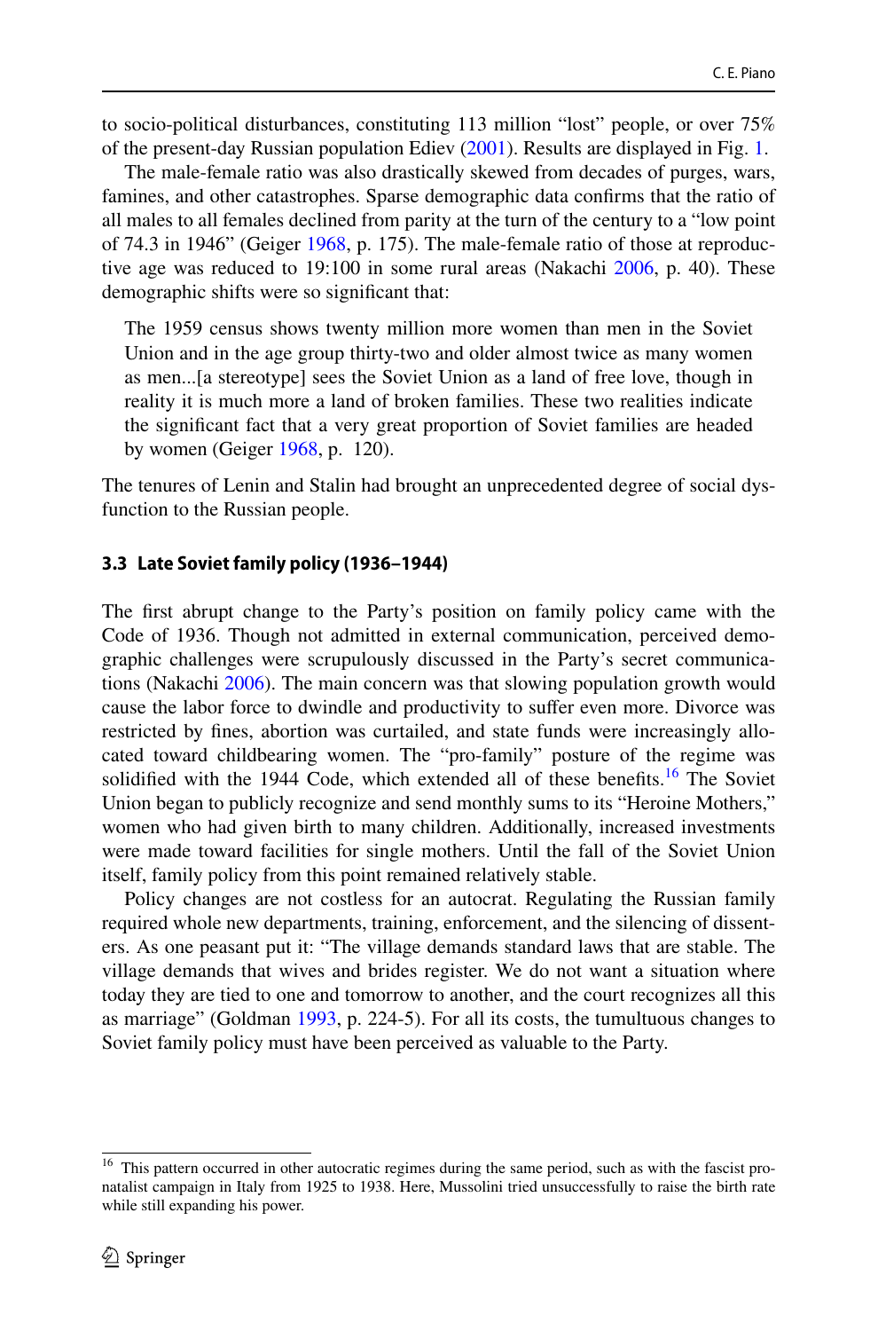to socio-political disturbances, constituting 113 million "lost" people, or over 75% of the present-day Russian population Ediev (2001). Results are displayed in Fig. 1.

The male-female ratio was also drastically skewed from decades of purges, wars, famines, and other catastrophes. Sparse demographic data confirms that the ratio of all males to all females declined from parity at the turn of the century to a "low point of 74.3 in 1946" (Geiger 1968, p. 175). The male-female ratio of those at reproductive age was reduced to 19:100 in some rural areas (Nakachi 2006, p. 40). These demographic shifts were so significant that:

> The 1959 census shows twenty million more women than men in the Soviet Union and in the age group thirty-two and older almost twice as many women as men...[a stereotype] sees the Soviet Union as a land of free love, though in reality it is much more a land of broken families. These two realities indicate the significant fact that a very great proportion of Soviet families are headed by women (Geiger 1968, p. 120).

The tenures of Lenin and Stalin had brought an unprecedented degree of social dysfunction to the Russian people.

### 3.3 Late Soviet family policy (1936–1944)

The first abrupt change to the Party's position on family policy came with the Code of 1936. Though not admitted in external communication, perceived demographic challenges were scrupulously discussed in the Party's secret communications (Nakachi 2006). The main concern was that slowing population growth would cause the labor force to dwindle and productivity to suffer even more. Divorce was restricted by fines, abortion was curtailed, and state funds were increasingly allocated toward childbearing women. The "pro-family" posture of the regime was solidified with the 1944 Code, which extended all of these benefits.[16] The Soviet Union began to publicly recognize and send monthly sums to its "Heroine Mothers," women who had given birth to many children. Additionally, increased investments were made toward facilities for single mothers. Until the fall of the Soviet Union itself, family policy from this point remained relatively stable.

Policy changes are not costless for an autocrat. Regulating the Russian family required whole new departments, training, enforcement, and the silencing of dissenters. As one peasant put it: "The village demands standard laws that are stable. The village demands that wives and brides register. We do not want a situation where today they are tied to one and tomorrow to another, and the court recognizes all this as marriage" (Goldman 1993, p. 224-5). For all its costs, the tumultuous changes to Soviet family policy must have been perceived as valuable to the Party.

---

[16] This pattern occurred in other autocratic regimes during the same period, such as with the fascist pronatalist campaign in Italy from 1925 to 1938. Here, Mussolini tried unsuccessfully to raise the birth rate while still expanding his power.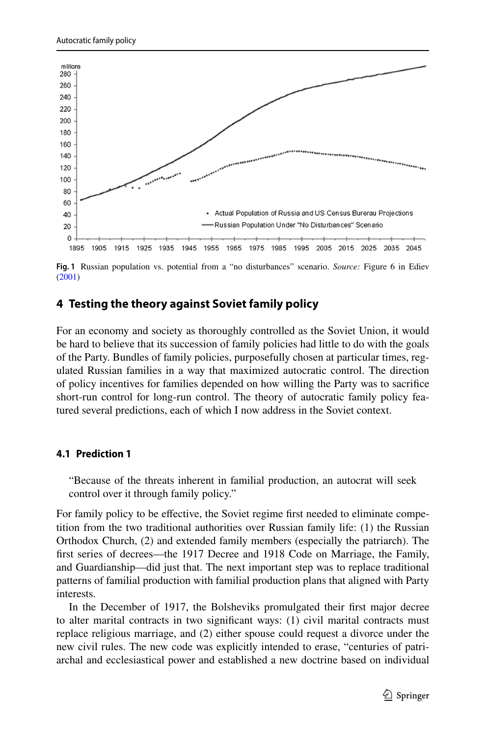Fig. 1 Russian population vs. potential from a "no disturbances" scenario. *Source:* Figure 6 in Ediev (2001)

## 4 Testing the theory against Soviet family policy

For an economy and society as thoroughly controlled as the Soviet Union, it would be hard to believe that its succession of family policies had little to do with the goals of the Party. Bundles of family policies, purposefully chosen at particular times, regulated Russian families in a way that maximized autocratic control. The direction of policy incentives for families depended on how willing the Party was to sacrifice short-run control for long-run control. The theory of autocratic family policy featured several predictions, each of which I now address in the Soviet context.

### 4.1 Prediction 1

> "Because of the threats inherent in familial production, an autocrat will seek control over it through family policy."

For family policy to be effective, the Soviet regime first needed to eliminate competition from the two traditional authorities over Russian family life: (1) the Russian Orthodox Church, (2) and extended family members (especially the patriarch). The first series of decrees—the 1917 Decree and 1918 Code on Marriage, the Family, and Guardianship—did just that. The next important step was to replace traditional patterns of familial production with familial production plans that aligned with Party interests.

In the December of 1917, the Bolsheviks promulgated their first major decree to alter marital contracts in two significant ways: (1) civil marital contracts must replace religious marriage, and (2) either spouse could request a divorce under the new civil rules. The new code was explicitly intended to erase, "centuries of patriarchal and ecclesiastical power and established a new doctrine based on individual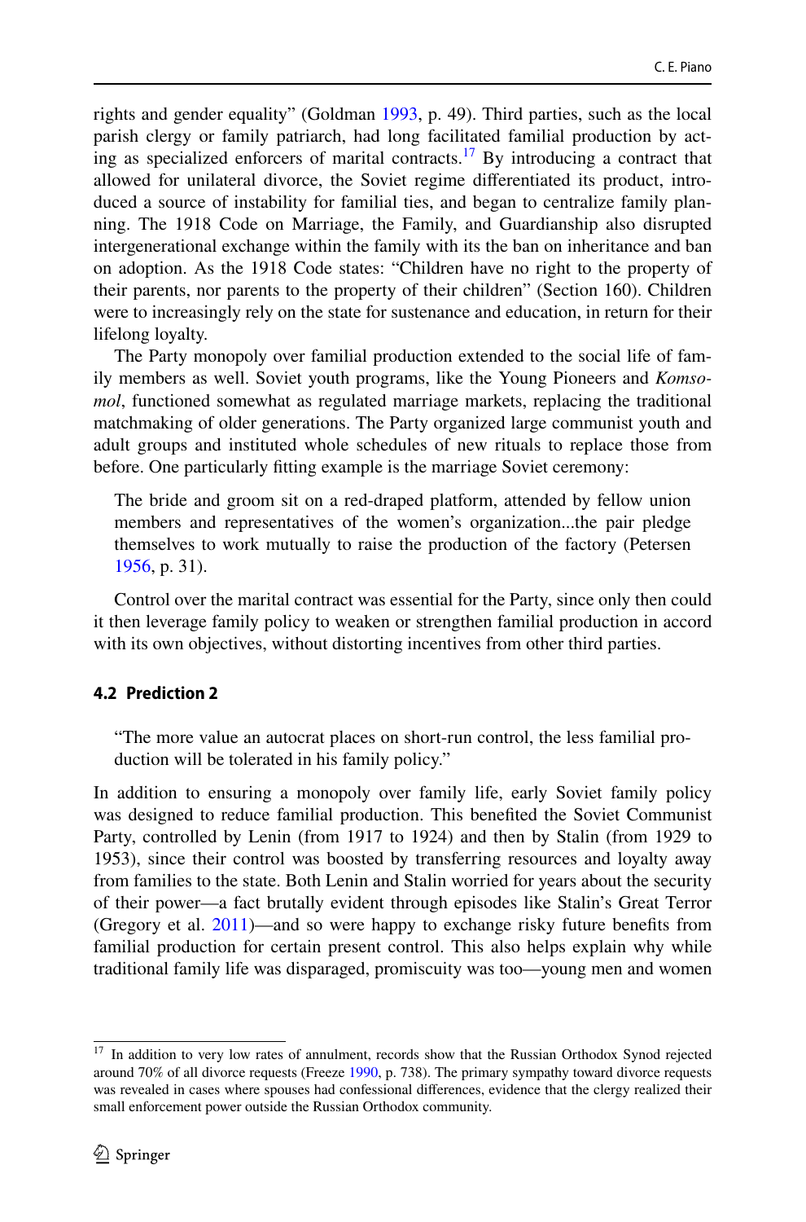rights and gender equality" (Goldman 1993, p. 49). Third parties, such as the local parish clergy or family patriarch, had long facilitated familial production by acting as specialized enforcers of marital contracts.[17] By introducing a contract that allowed for unilateral divorce, the Soviet regime differentiated its product, introduced a source of instability for familial ties, and began to centralize family planning. The 1918 Code on Marriage, the Family, and Guardianship also disrupted intergenerational exchange within the family with its the ban on inheritance and ban on adoption. As the 1918 Code states: "Children have no right to the property of their parents, nor parents to the property of their children" (Section 160). Children were to increasingly rely on the state for sustenance and education, in return for their lifelong loyalty.

The Party monopoly over familial production extended to the social life of family members as well. Soviet youth programs, like the Young Pioneers and *Komsomol*, functioned somewhat as regulated marriage markets, replacing the traditional matchmaking of older generations. The Party organized large communist youth and adult groups and instituted whole schedules of new rituals to replace those from before. One particularly fitting example is the marriage Soviet ceremony:

> The bride and groom sit on a red-draped platform, attended by fellow union members and representatives of the women's organization...the pair pledge themselves to work mutually to raise the production of the factory (Petersen 1956, p. 31).

Control over the marital contract was essential for the Party, since only then could it then leverage family policy to weaken or strengthen familial production in accord with its own objectives, without distorting incentives from other third parties.

### 4.2 Prediction 2

> "The more value an autocrat places on short-run control, the less familial production will be tolerated in his family policy."

In addition to ensuring a monopoly over family life, early Soviet family policy was designed to reduce familial production. This benefited the Soviet Communist Party, controlled by Lenin (from 1917 to 1924) and then by Stalin (from 1929 to 1953), since their control was boosted by transferring resources and loyalty away from families to the state. Both Lenin and Stalin worried for years about the security of their power—a fact brutally evident through episodes like Stalin's Great Terror (Gregory et al. 2011)—and so were happy to exchange risky future benefits from familial production for certain present control. This also helps explain why while traditional family life was disparaged, promiscuity was too—young men and women

[17] In addition to very low rates of annulment, records show that the Russian Orthodox Synod rejected around 70% of all divorce requests (Freeze 1990, p. 738). The primary sympathy toward divorce requests was revealed in cases where spouses had confessional differences, evidence that the clergy realized their small enforcement power outside the Russian Orthodox community.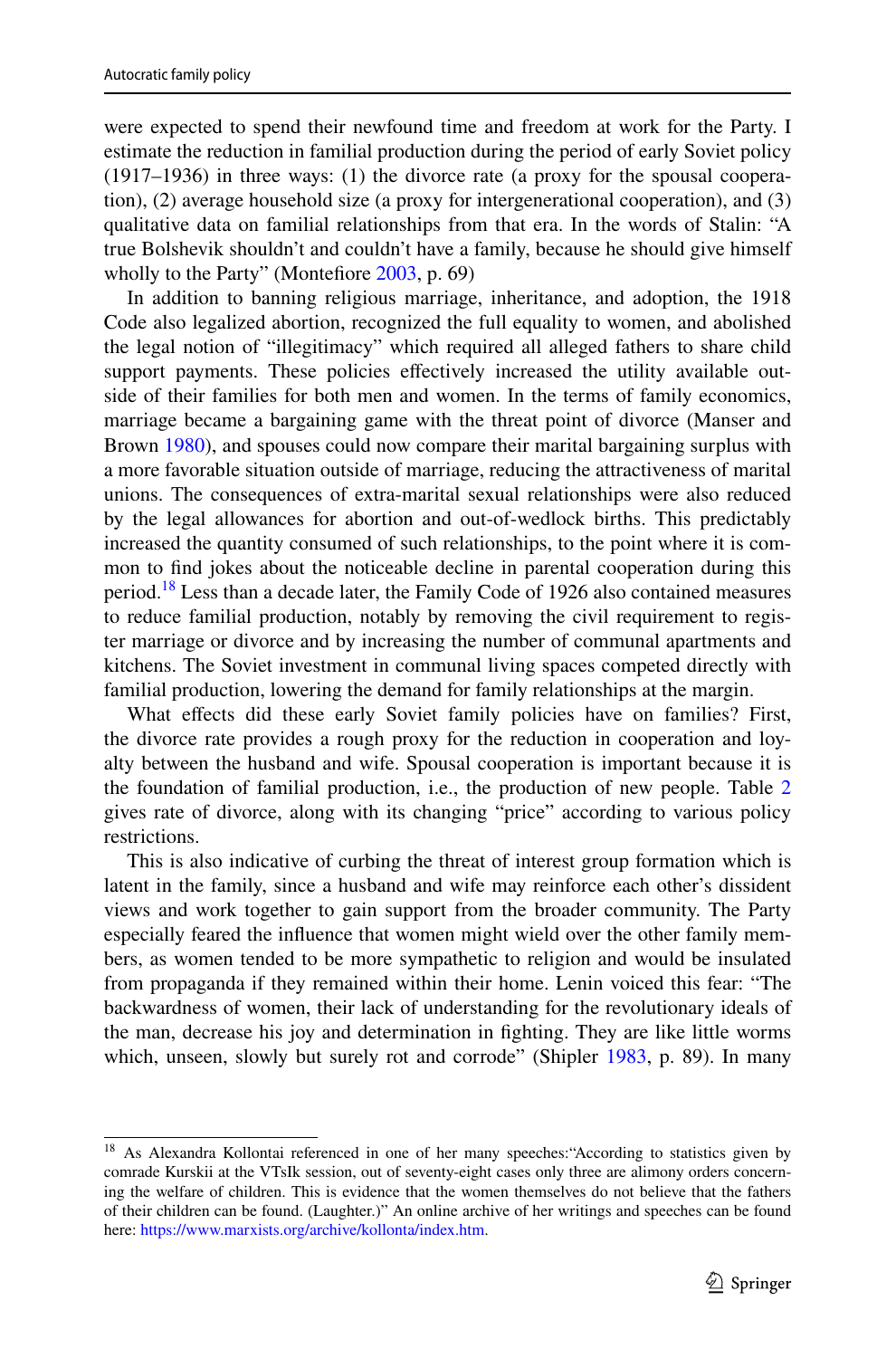were expected to spend their newfound time and freedom at work for the Party. I estimate the reduction in familial production during the period of early Soviet policy (1917–1936) in three ways: (1) the divorce rate (a proxy for the spousal cooperation), (2) average household size (a proxy for intergenerational cooperation), and (3) qualitative data on familial relationships from that era. In the words of Stalin: "A true Bolshevik shouldn't and couldn't have a family, because he should give himself wholly to the Party" (Montefiore 2003, p. 69)

In addition to banning religious marriage, inheritance, and adoption, the 1918 Code also legalized abortion, recognized the full equality to women, and abolished the legal notion of "illegitimacy" which required all alleged fathers to share child support payments. These policies effectively increased the utility available outside of their families for both men and women. In the terms of family economics, marriage became a bargaining game with the threat point of divorce (Manser and Brown 1980), and spouses could now compare their marital bargaining surplus with a more favorable situation outside of marriage, reducing the attractiveness of marital unions. The consequences of extra-marital sexual relationships were also reduced by the legal allowances for abortion and out-of-wedlock births. This predictably increased the quantity consumed of such relationships, to the point where it is common to find jokes about the noticeable decline in parental cooperation during this period.[18] Less than a decade later, the Family Code of 1926 also contained measures to reduce familial production, notably by removing the civil requirement to register marriage or divorce and by increasing the number of communal apartments and kitchens. The Soviet investment in communal living spaces competed directly with familial production, lowering the demand for family relationships at the margin.

What effects did these early Soviet family policies have on families? First, the divorce rate provides a rough proxy for the reduction in cooperation and loyalty between the husband and wife. Spousal cooperation is important because it is the foundation of familial production, i.e., the production of new people. Table 2 gives rate of divorce, along with its changing "price" according to various policy restrictions.

This is also indicative of curbing the threat of interest group formation which is latent in the family, since a husband and wife may reinforce each other's dissident views and work together to gain support from the broader community. The Party especially feared the influence that women might wield over the other family members, as women tended to be more sympathetic to religion and would be insulated from propaganda if they remained within their home. Lenin voiced this fear: "The backwardness of women, their lack of understanding for the revolutionary ideals of the man, decrease his joy and determination in fighting. They are like little worms which, unseen, slowly but surely rot and corrode" (Shipler 1983, p. 89). In many

---

[18] As Alexandra Kollontai referenced in one of her many speeches:"According to statistics given by comrade Kurskii at the VTsIk session, out of seventy-eight cases only three are alimony orders concerning the welfare of children. This is evidence that the women themselves do not believe that the fathers of their children can be found. (Laughter.)" An online archive of her writings and speeches can be found here: https://www.marxists.org/archive/kollonta/index.htm.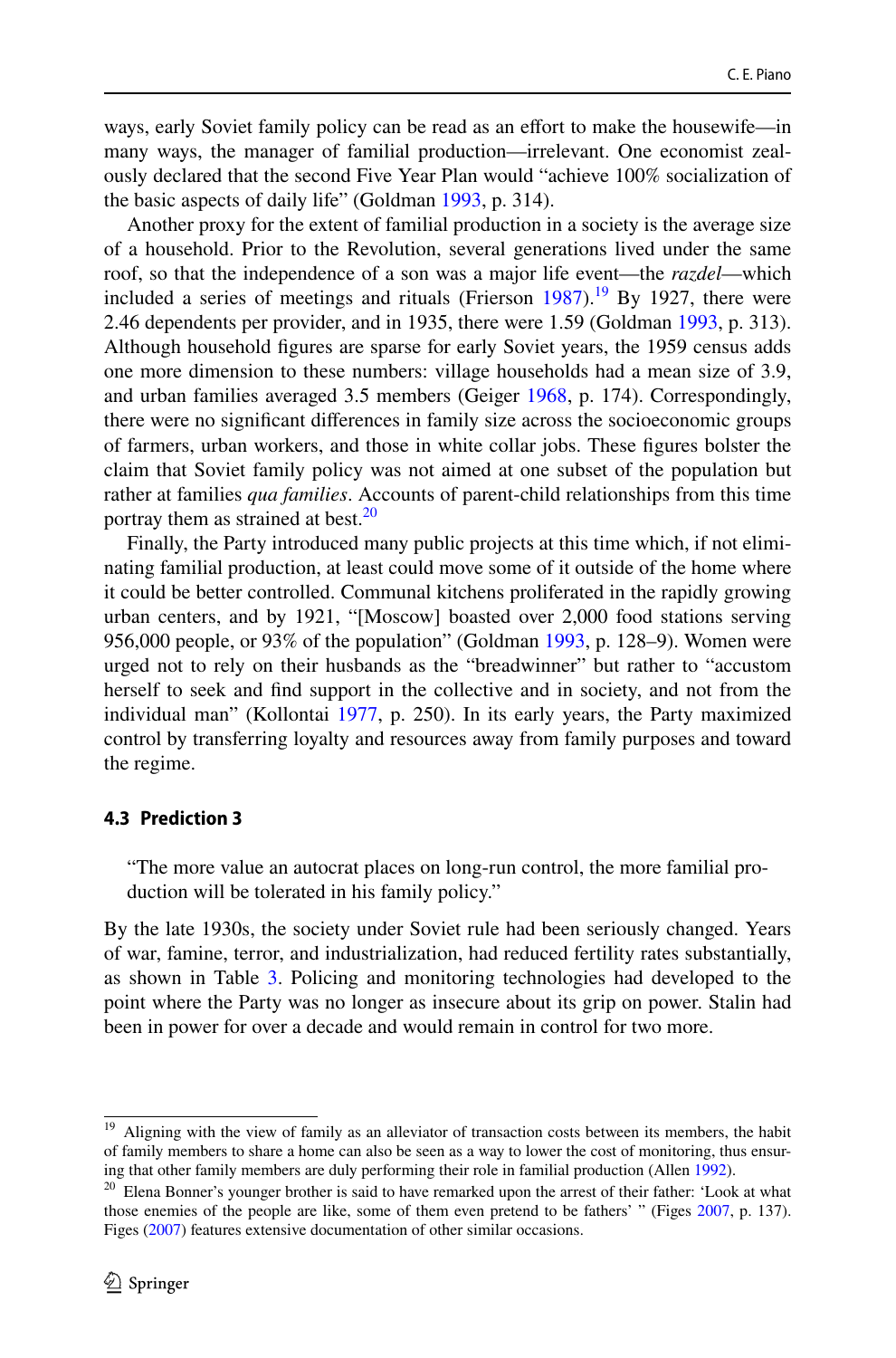ways, early Soviet family policy can be read as an effort to make the housewife—in many ways, the manager of familial production—irrelevant. One economist zealously declared that the second Five Year Plan would "achieve 100% socialization of the basic aspects of daily life" (Goldman 1993, p. 314).

Another proxy for the extent of familial production in a society is the average size of a household. Prior to the Revolution, several generations lived under the same roof, so that the independence of a son was a major life event—the *razdel*—which included a series of meetings and rituals (Frierson 1987).[19] By 1927, there were 2.46 dependents per provider, and in 1935, there were 1.59 (Goldman 1993, p. 313). Although household figures are sparse for early Soviet years, the 1959 census adds one more dimension to these numbers: village households had a mean size of 3.9, and urban families averaged 3.5 members (Geiger 1968, p. 174). Correspondingly, there were no significant differences in family size across the socioeconomic groups of farmers, urban workers, and those in white collar jobs. These figures bolster the claim that Soviet family policy was not aimed at one subset of the population but rather at families *qua families*. Accounts of parent-child relationships from this time portray them as strained at best.[20]

Finally, the Party introduced many public projects at this time which, if not eliminating familial production, at least could move some of it outside of the home where it could be better controlled. Communal kitchens proliferated in the rapidly growing urban centers, and by 1921, "[Moscow] boasted over 2,000 food stations serving 956,000 people, or 93% of the population" (Goldman 1993, p. 128–9). Women were urged not to rely on their husbands as the "breadwinner" but rather to "accustom herself to seek and find support in the collective and in society, and not from the individual man" (Kollontai 1977, p. 250). In its early years, the Party maximized control by transferring loyalty and resources away from family purposes and toward the regime.

### 4.3 Prediction 3

> "The more value an autocrat places on long-run control, the more familial production will be tolerated in his family policy."

By the late 1930s, the society under Soviet rule had been seriously changed. Years of war, famine, terror, and industrialization, had reduced fertility rates substantially, as shown in Table 3. Policing and monitoring technologies had developed to the point where the Party was no longer as insecure about its grip on power. Stalin had been in power for over a decade and would remain in control for two more.

---

[19] Aligning with the view of family as an alleviator of transaction costs between its members, the habit of family members to share a home can also be seen as a way to lower the cost of monitoring, thus ensuring that other family members are duly performing their role in familial production (Allen 1992).

[20] Elena Bonner's younger brother is said to have remarked upon the arrest of their father: 'Look at what those enemies of the people are like, some of them even pretend to be fathers' " (Figes 2007, p. 137). Figes (2007) features extensive documentation of other similar occasions.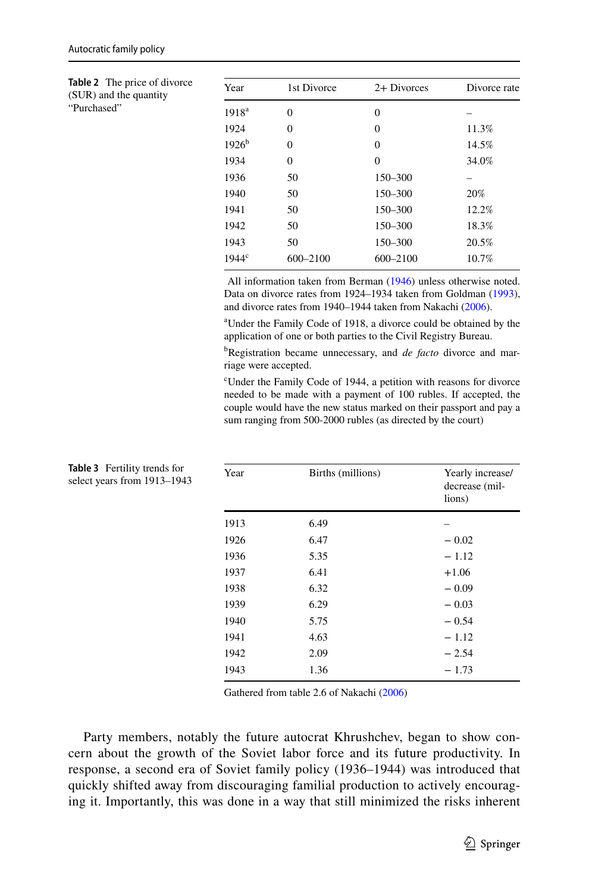**Table 2** The price of divorce (SUR) and the quantity "Purchased"

| Year | 1st Divorce | 2+ Divorces | Divorce rate |
|---|---|---|---|
| 1918[a] | 0 | 0 | – |
| 1924 | 0 | 0 | 11.3% |
| 1926[b] | 0 | 0 | 14.5% |
| 1934 | 0 | 0 | 34.0% |
| 1936 | 50 | 150–300 | – |
| 1940 | 50 | 150–300 | 20% |
| 1941 | 50 | 150–300 | 12.2% |
| 1942 | 50 | 150–300 | 18.3% |
| 1943 | 50 | 150–300 | 20.5% |
| 1944[c] | 600–2100 | 600–2100 | 10.7% |

All information taken from Berman (1946) unless otherwise noted. Data on divorce rates from 1924–1934 taken from Goldman (1993), and divorce rates from 1940–1944 taken from Nakachi (2006).

[a]Under the Family Code of 1918, a divorce could be obtained by the application of one or both parties to the Civil Registry Bureau.

[b]Registration became unnecessary, and *de facto* divorce and marriage were accepted.

[c]Under the Family Code of 1944, a petition with reasons for divorce needed to be made with a payment of 100 rubles. If accepted, the couple would have the new status marked on their passport and pay a sum ranging from 500-2000 rubles (as directed by the court)

**Table 3** Fertility trends for select years from 1913–1943

| Year | Births (millions) | Yearly increase/decrease (millions) |
|---|---|---|
| 1913 | 6.49 | – |
| 1926 | 6.47 | − 0.02 |
| 1936 | 5.35 | − 1.12 |
| 1937 | 6.41 | +1.06 |
| 1938 | 6.32 | − 0.09 |
| 1939 | 6.29 | − 0.03 |
| 1940 | 5.75 | − 0.54 |
| 1941 | 4.63 | − 1.12 |
| 1942 | 2.09 | − 2.54 |
| 1943 | 1.36 | − 1.73 |

Gathered from table 2.6 of Nakachi (2006)

Party members, notably the future autocrat Khrushchev, began to show concern about the growth of the Soviet labor force and its future productivity. In response, a second era of Soviet family policy (1936–1944) was introduced that quickly shifted away from discouraging familial production to actively encouraging it. Importantly, this was done in a way that still minimized the risks inherent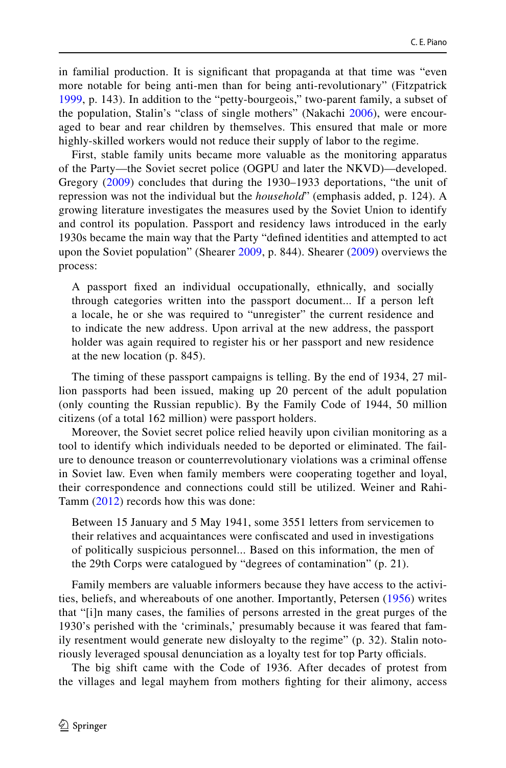in familial production. It is significant that propaganda at that time was "even more notable for being anti-men than for being anti-revolutionary" (Fitzpatrick 1999, p. 143). In addition to the "petty-bourgeois," two-parent family, a subset of the population, Stalin's "class of single mothers" (Nakachi 2006), were encouraged to bear and rear children by themselves. This ensured that male or more highly-skilled workers would not reduce their supply of labor to the regime.

First, stable family units became more valuable as the monitoring apparatus of the Party—the Soviet secret police (OGPU and later the NKVD)—developed. Gregory (2009) concludes that during the 1930–1933 deportations, "the unit of repression was not the individual but the *household*" (emphasis added, p. 124). A growing literature investigates the measures used by the Soviet Union to identify and control its population. Passport and residency laws introduced in the early 1930s became the main way that the Party "defined identities and attempted to act upon the Soviet population" (Shearer 2009, p. 844). Shearer (2009) overviews the process:

> A passport fixed an individual occupationally, ethnically, and socially through categories written into the passport document... If a person left a locale, he or she was required to "unregister" the current residence and to indicate the new address. Upon arrival at the new address, the passport holder was again required to register his or her passport and new residence at the new location (p. 845).

The timing of these passport campaigns is telling. By the end of 1934, 27 million passports had been issued, making up 20 percent of the adult population (only counting the Russian republic). By the Family Code of 1944, 50 million citizens (of a total 162 million) were passport holders.

Moreover, the Soviet secret police relied heavily upon civilian monitoring as a tool to identify which individuals needed to be deported or eliminated. The failure to denounce treason or counterrevolutionary violations was a criminal offense in Soviet law. Even when family members were cooperating together and loyal, their correspondence and connections could still be utilized. Weiner and Rahi-Tamm (2012) records how this was done:

> Between 15 January and 5 May 1941, some 3551 letters from servicemen to their relatives and acquaintances were confiscated and used in investigations of politically suspicious personnel... Based on this information, the men of the 29th Corps were catalogued by "degrees of contamination" (p. 21).

Family members are valuable informers because they have access to the activities, beliefs, and whereabouts of one another. Importantly, Petersen (1956) writes that "[i]n many cases, the families of persons arrested in the great purges of the 1930's perished with the 'criminals,' presumably because it was feared that family resentment would generate new disloyalty to the regime" (p. 32). Stalin notoriously leveraged spousal denunciation as a loyalty test for top Party officials.

The big shift came with the Code of 1936. After decades of protest from the villages and legal mayhem from mothers fighting for their alimony, access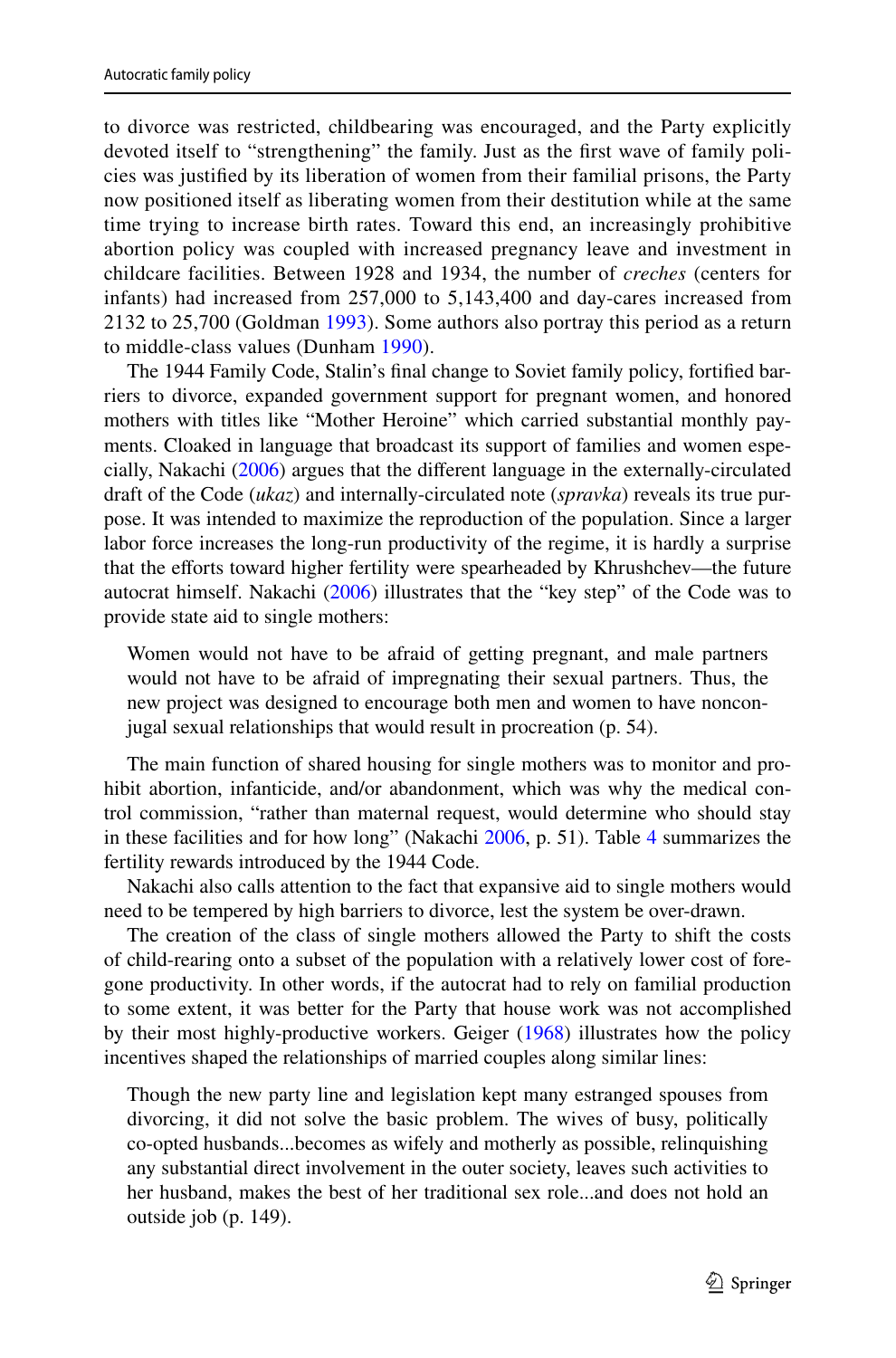to divorce was restricted, childbearing was encouraged, and the Party explicitly devoted itself to "strengthening" the family. Just as the first wave of family policies was justified by its liberation of women from their familial prisons, the Party now positioned itself as liberating women from their destitution while at the same time trying to increase birth rates. Toward this end, an increasingly prohibitive abortion policy was coupled with increased pregnancy leave and investment in childcare facilities. Between 1928 and 1934, the number of *creches* (centers for infants) had increased from 257,000 to 5,143,400 and day-cares increased from 2132 to 25,700 (Goldman 1993). Some authors also portray this period as a return to middle-class values (Dunham 1990).

The 1944 Family Code, Stalin's final change to Soviet family policy, fortified barriers to divorce, expanded government support for pregnant women, and honored mothers with titles like "Mother Heroine" which carried substantial monthly payments. Cloaked in language that broadcast its support of families and women especially, Nakachi (2006) argues that the different language in the externally-circulated draft of the Code (*ukaz*) and internally-circulated note (*spravka*) reveals its true purpose. It was intended to maximize the reproduction of the population. Since a larger labor force increases the long-run productivity of the regime, it is hardly a surprise that the efforts toward higher fertility were spearheaded by Khrushchev—the future autocrat himself. Nakachi (2006) illustrates that the "key step" of the Code was to provide state aid to single mothers:

> Women would not have to be afraid of getting pregnant, and male partners would not have to be afraid of impregnating their sexual partners. Thus, the new project was designed to encourage both men and women to have nonconjugal sexual relationships that would result in procreation (p. 54).

The main function of shared housing for single mothers was to monitor and prohibit abortion, infanticide, and/or abandonment, which was why the medical control commission, "rather than maternal request, would determine who should stay in these facilities and for how long" (Nakachi 2006, p. 51). Table 4 summarizes the fertility rewards introduced by the 1944 Code.

Nakachi also calls attention to the fact that expansive aid to single mothers would need to be tempered by high barriers to divorce, lest the system be over-drawn.

The creation of the class of single mothers allowed the Party to shift the costs of child-rearing onto a subset of the population with a relatively lower cost of foregone productivity. In other words, if the autocrat had to rely on familial production to some extent, it was better for the Party that house work was not accomplished by their most highly-productive workers. Geiger (1968) illustrates how the policy incentives shaped the relationships of married couples along similar lines:

> Though the new party line and legislation kept many estranged spouses from divorcing, it did not solve the basic problem. The wives of busy, politically co-opted husbands...becomes as wifely and motherly as possible, relinquishing any substantial direct involvement in the outer society, leaves such activities to her husband, makes the best of her traditional sex role...and does not hold an outside job (p. 149).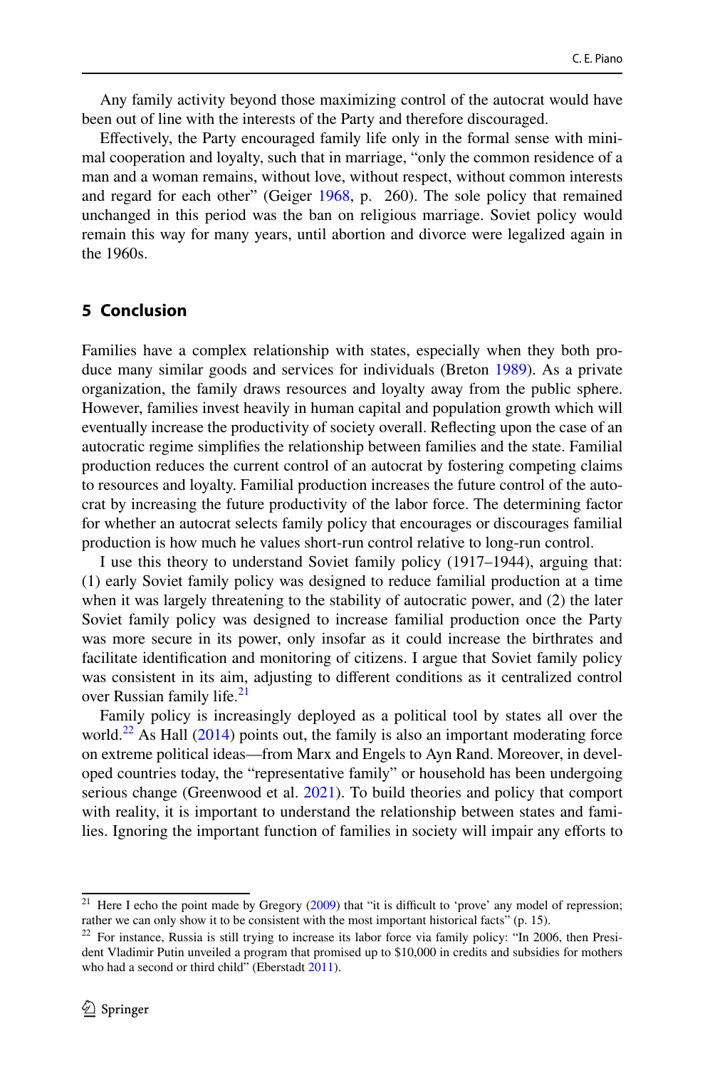Any family activity beyond those maximizing control of the autocrat would have been out of line with the interests of the Party and therefore discouraged.

Effectively, the Party encouraged family life only in the formal sense with minimal cooperation and loyalty, such that in marriage, "only the common residence of a man and a woman remains, without love, without respect, without common interests and regard for each other" (Geiger 1968, p. 260). The sole policy that remained unchanged in this period was the ban on religious marriage. Soviet policy would remain this way for many years, until abortion and divorce were legalized again in the 1960s.

## 5 Conclusion

Families have a complex relationship with states, especially when they both produce many similar goods and services for individuals (Breton 1989). As a private organization, the family draws resources and loyalty away from the public sphere. However, families invest heavily in human capital and population growth which will eventually increase the productivity of society overall. Reflecting upon the case of an autocratic regime simplifies the relationship between families and the state. Familial production reduces the current control of an autocrat by fostering competing claims to resources and loyalty. Familial production increases the future control of the autocrat by increasing the future productivity of the labor force. The determining factor for whether an autocrat selects family policy that encourages or discourages familial production is how much he values short-run control relative to long-run control.

I use this theory to understand Soviet family policy (1917–1944), arguing that: (1) early Soviet family policy was designed to reduce familial production at a time when it was largely threatening to the stability of autocratic power, and (2) the later Soviet family policy was designed to increase familial production once the Party was more secure in its power, only insofar as it could increase the birthrates and facilitate identification and monitoring of citizens. I argue that Soviet family policy was consistent in its aim, adjusting to different conditions as it centralized control over Russian family life.[21]

Family policy is increasingly deployed as a political tool by states all over the world.[22] As Hall (2014) points out, the family is also an important moderating force on extreme political ideas—from Marx and Engels to Ayn Rand. Moreover, in developed countries today, the "representative family" or household has been undergoing serious change (Greenwood et al. 2021). To build theories and policy that comport with reality, it is important to understand the relationship between states and families. Ignoring the important function of families in society will impair any efforts to

---

[21] Here I echo the point made by Gregory (2009) that "it is difficult to 'prove' any model of repression; rather we can only show it to be consistent with the most important historical facts" (p. 15).

[22] For instance, Russia is still trying to increase its labor force via family policy: "In 2006, then President Vladimir Putin unveiled a program that promised up to $10,000 in credits and subsidies for mothers who had a second or third child" (Eberstadt 2011).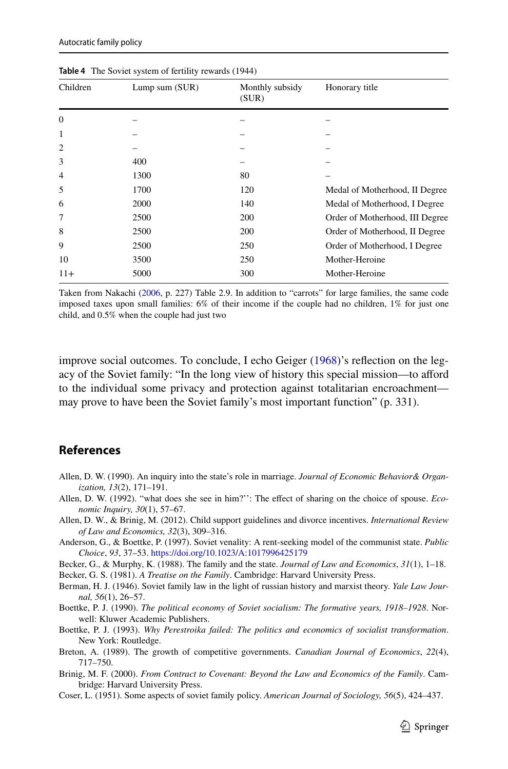**Table 4** The Soviet system of fertility rewards (1944)

| Children | Lump sum (SUR) | Monthly subsidy (SUR) | Honorary title |
|---|---|---|---|
| 0 | – | – | – |
| 1 | – | – | – |
| 2 | – | – | – |
| 3 | 400 | – | – |
| 4 | 1300 | 80 | – |
| 5 | 1700 | 120 | Medal of Motherhood, II Degree |
| 6 | 2000 | 140 | Medal of Motherhood, I Degree |
| 7 | 2500 | 200 | Order of Motherhood, III Degree |
| 8 | 2500 | 200 | Order of Motherhood, II Degree |
| 9 | 2500 | 250 | Order of Motherhood, I Degree |
| 10 | 3500 | 250 | Mother-Heroine |
| 11+ | 5000 | 300 | Mother-Heroine |

Taken from Nakachi (2006, p. 227) Table 2.9. In addition to "carrots" for large families, the same code imposed taxes upon small families: 6% of their income if the couple had no children, 1% for just one child, and 0.5% when the couple had just two

improve social outcomes. To conclude, I echo Geiger (1968)'s reflection on the legacy of the Soviet family: "In the long view of history this special mission—to afford to the individual some privacy and protection against totalitarian encroachment—may prove to have been the Soviet family's most important function" (p. 331).

## References

Allen, D. W. (1990). An inquiry into the state's role in marriage. *Journal of Economic Behavior& Organization, 13*(2), 171–191.

Allen, D. W. (1992). "what does she see in him?'': The effect of sharing on the choice of spouse. *Economic Inquiry, 30*(1), 57–67.

Allen, D. W., & Brinig, M. (2012). Child support guidelines and divorce incentives. *International Review of Law and Economics, 32*(3), 309–316.

Anderson, G., & Boettke, P. (1997). Soviet venality: A rent-seeking model of the communist state. *Public Choice*, *93*, 37–53. https://doi.org/10.1023/A:1017996425179

Becker, G., & Murphy, K. (1988). The family and the state. *Journal of Law and Economics*, *31*(1), 1–18.

Becker, G. S. (1981). *A Treatise on the Family*. Cambridge: Harvard University Press.

Berman, H. J. (1946). Soviet family law in the light of russian history and marxist theory. *Yale Law Journal, 56*(1), 26–57.

Boettke, P. J. (1990). *The political economy of Soviet socialism: The formative years, 1918–1928*. Norwell: Kluwer Academic Publishers.

Boettke, P. J. (1993). *Why Perestroika failed: The politics and economics of socialist transformation*. New York: Routledge.

Breton, A. (1989). The growth of competitive governments. *Canadian Journal of Economics*, *22*(4), 717–750.

Brinig, M. F. (2000). *From Contract to Covenant: Beyond the Law and Economics of the Family*. Cambridge: Harvard University Press.

Coser, L. (1951). Some aspects of soviet family policy. *American Journal of Sociology, 56*(5), 424–437.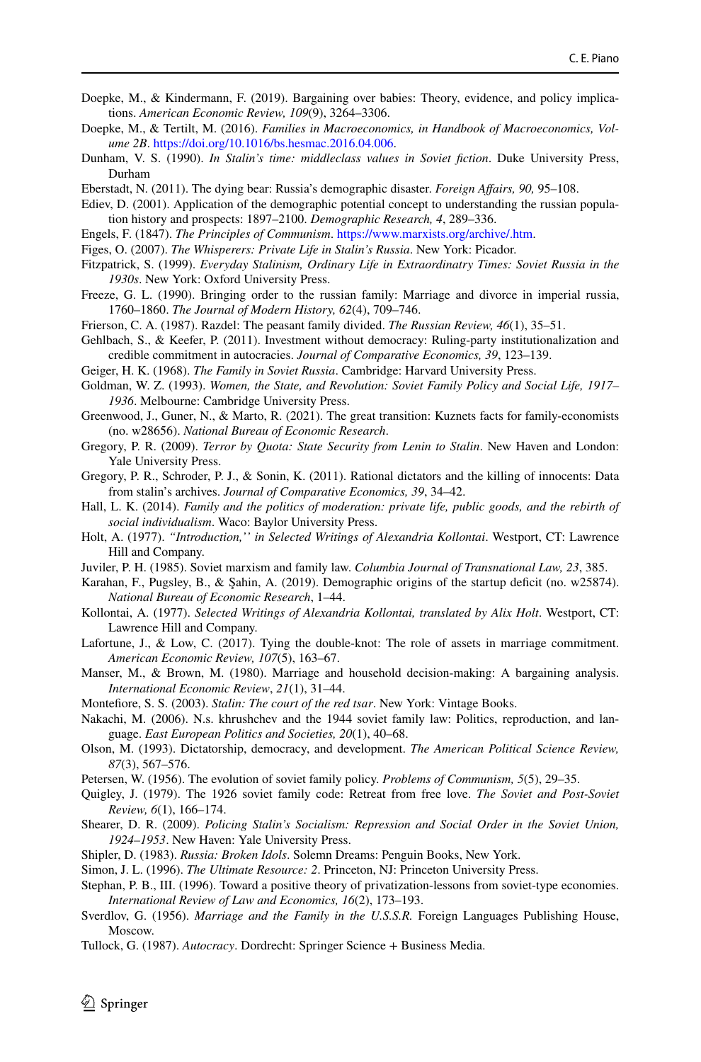Doepke, M., & Kindermann, F. (2019). Bargaining over babies: Theory, evidence, and policy implications. *American Economic Review, 109*(9), 3264–3306.

Doepke, M., & Tertilt, M. (2016). *Families in Macroeconomics, in Handbook of Macroeconomics, Volume 2B*. https://doi.org/10.1016/bs.hesmac.2016.04.006.

Dunham, V. S. (1990). *In Stalin's time: middleclass values in Soviet fiction*. Duke University Press, Durham

Eberstadt, N. (2011). The dying bear: Russia's demographic disaster. *Foreign Affairs, 90,* 95–108.

Ediev, D. (2001). Application of the demographic potential concept to understanding the russian population history and prospects: 1897–2100. *Demographic Research, 4*, 289–336.

Engels, F. (1847). *The Principles of Communism*. https://www.marxists.org/archive/.htm.

Figes, O. (2007). *The Whisperers: Private Life in Stalin's Russia*. New York: Picador.

Fitzpatrick, S. (1999). *Everyday Stalinism, Ordinary Life in Extraordinatry Times: Soviet Russia in the 1930s*. New York: Oxford University Press.

Freeze, G. L. (1990). Bringing order to the russian family: Marriage and divorce in imperial russia, 1760–1860. *The Journal of Modern History, 62*(4), 709–746.

Frierson, C. A. (1987). Razdel: The peasant family divided. *The Russian Review, 46*(1), 35–51.

Gehlbach, S., & Keefer, P. (2011). Investment without democracy: Ruling-party institutionalization and credible commitment in autocracies. *Journal of Comparative Economics, 39*, 123–139.

Geiger, H. K. (1968). *The Family in Soviet Russia*. Cambridge: Harvard University Press.

Goldman, W. Z. (1993). *Women, the State, and Revolution: Soviet Family Policy and Social Life, 1917–1936*. Melbourne: Cambridge University Press.

Greenwood, J., Guner, N., & Marto, R. (2021). The great transition: Kuznets facts for family-economists (no. w28656). *National Bureau of Economic Research*.

Gregory, P. R. (2009). *Terror by Quota: State Security from Lenin to Stalin*. New Haven and London: Yale University Press.

Gregory, P. R., Schroder, P. J., & Sonin, K. (2011). Rational dictators and the killing of innocents: Data from stalin's archives. *Journal of Comparative Economics, 39*, 34–42.

Hall, L. K. (2014). *Family and the politics of moderation: private life, public goods, and the rebirth of social individualism*. Waco: Baylor University Press.

Holt, A. (1977). *"Introduction,'' in Selected Writings of Alexandria Kollontai*. Westport, CT: Lawrence Hill and Company.

Juviler, P. H. (1985). Soviet marxism and family law. *Columbia Journal of Transnational Law, 23*, 385.

Karahan, F., Pugsley, B., & Şahin, A. (2019). Demographic origins of the startup deficit (no. w25874). *National Bureau of Economic Research*, 1–44.

Kollontai, A. (1977). *Selected Writings of Alexandria Kollontai, translated by Alix Holt*. Westport, CT: Lawrence Hill and Company.

Lafortune, J., & Low, C. (2017). Tying the double-knot: The role of assets in marriage commitment. *American Economic Review, 107*(5), 163–67.

Manser, M., & Brown, M. (1980). Marriage and household decision-making: A bargaining analysis. *International Economic Review*, *21*(1), 31–44.

Montefiore, S. S. (2003). *Stalin: The court of the red tsar*. New York: Vintage Books.

Nakachi, M. (2006). N.s. khrushchev and the 1944 soviet family law: Politics, reproduction, and language. *East European Politics and Societies, 20*(1), 40–68.

Olson, M. (1993). Dictatorship, democracy, and development. *The American Political Science Review, 87*(3), 567–576.

Petersen, W. (1956). The evolution of soviet family policy. *Problems of Communism, 5*(5), 29–35.

Quigley, J. (1979). The 1926 soviet family code: Retreat from free love. *The Soviet and Post-Soviet Review, 6*(1), 166–174.

Shearer, D. R. (2009). *Policing Stalin's Socialism: Repression and Social Order in the Soviet Union, 1924–1953*. New Haven: Yale University Press.

Shipler, D. (1983). *Russia: Broken Idols*. Solemn Dreams: Penguin Books, New York.

Simon, J. L. (1996). *The Ultimate Resource: 2*. Princeton, NJ: Princeton University Press.

Stephan, P. B., III. (1996). Toward a positive theory of privatization-lessons from soviet-type economies. *International Review of Law and Economics, 16*(2), 173–193.

Sverdlov, G. (1956). *Marriage and the Family in the U.S.S.R.* Foreign Languages Publishing House, Moscow.

Tullock, G. (1987). *Autocracy*. Dordrecht: Springer Science + Business Media.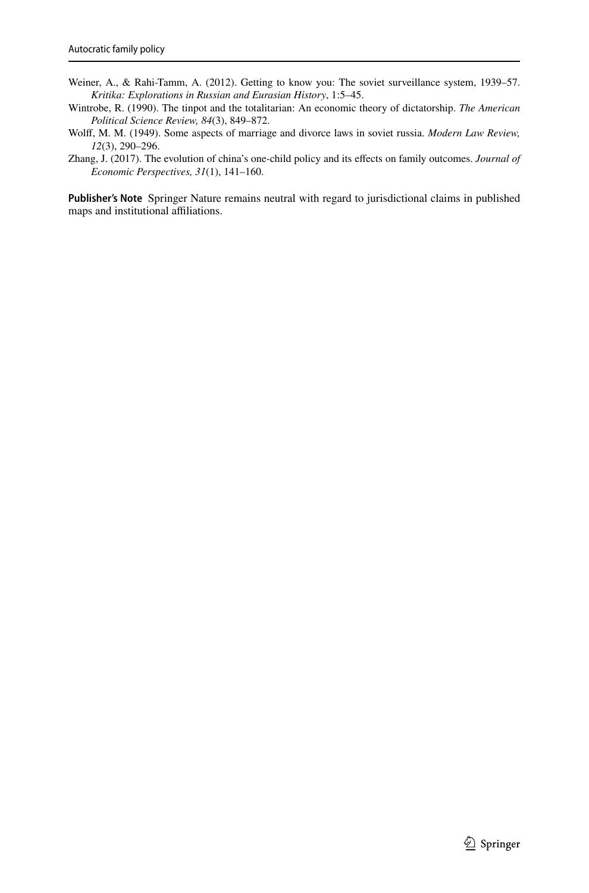Weiner, A., & Rahi-Tamm, A. (2012). Getting to know you: The soviet surveillance system, 1939–57. *Kritika: Explorations in Russian and Eurasian History*, 1:5–45.

Wintrobe, R. (1990). The tinpot and the totalitarian: An economic theory of dictatorship. *The American Political Science Review, 84*(3), 849–872.

Wolff, M. M. (1949). Some aspects of marriage and divorce laws in soviet russia. *Modern Law Review, 12*(3), 290–296.

Zhang, J. (2017). The evolution of china's one-child policy and its effects on family outcomes. *Journal of Economic Perspectives, 31*(1), 141–160.

**Publisher's Note** Springer Nature remains neutral with regard to jurisdictional claims in published maps and institutional affiliations.